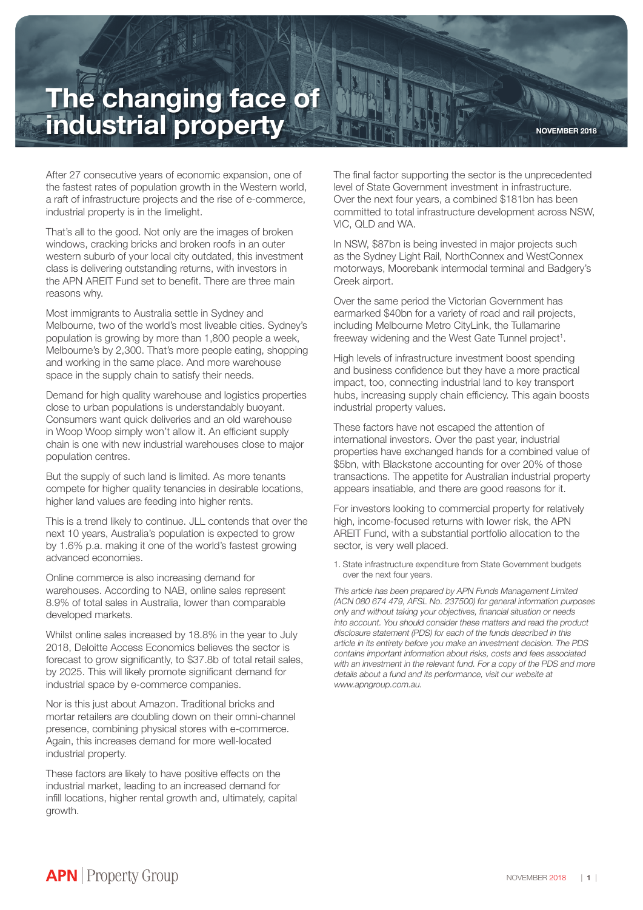# The changing face of industrial property

NOVEMBER 2018

After 27 consecutive years of economic expansion, one of the fastest rates of population growth in the Western world, a raft of infrastructure projects and the rise of e-commerce, industrial property is in the limelight.

That's all to the good. Not only are the images of broken windows, cracking bricks and broken roofs in an outer western suburb of your local city outdated, this investment class is delivering outstanding returns, with investors in the APN AREIT Fund set to benefit. There are three main reasons why.

Most immigrants to Australia settle in Sydney and Melbourne, two of the world's most liveable cities. Sydney's population is growing by more than 1,800 people a week, Melbourne's by 2,300. That's more people eating, shopping and working in the same place. And more warehouse space in the supply chain to satisfy their needs.

Demand for high quality warehouse and logistics properties close to urban populations is understandably buoyant. Consumers want quick deliveries and an old warehouse in Woop Woop simply won't allow it. An efficient supply chain is one with new industrial warehouses close to major population centres.

But the supply of such land is limited. As more tenants compete for higher quality tenancies in desirable locations, higher land values are feeding into higher rents.

This is a trend likely to continue. JLL contends that over the next 10 years, Australia's population is expected to grow by 1.6% p.a. making it one of the world's fastest growing advanced economies.

Online commerce is also increasing demand for warehouses. According to NAB, online sales represent 8.9% of total sales in Australia, lower than comparable developed markets.

Whilst online sales increased by 18.8% in the year to July 2018, Deloitte Access Economics believes the sector is forecast to grow significantly, to $37.8b of total retail sales, by 2025. This will likely promote significant demand for industrial space by e-commerce companies.

Nor is this just about Amazon. Traditional bricks and mortar retailers are doubling down on their omni-channel presence, combining physical stores with e-commerce. Again, this increases demand for more well-located industrial property.

These factors are likely to have positive effects on the industrial market, leading to an increased demand for infill locations, higher rental growth and, ultimately, capital growth.

The final factor supporting the sector is the unprecedented level of State Government investment in infrastructure. Over the next four years, a combined $181bn has been committed to total infrastructure development across NSW, VIC, QLD and WA.

In NSW, $87bn is being invested in major projects such as the Sydney Light Rail, NorthConnex and WestConnex motorways, Moorebank intermodal terminal and Badgery's Creek airport.

Over the same period the Victorian Government has earmarked $40bn for a variety of road and rail projects, including Melbourne Metro CityLink, the Tullamarine freeway widening and the West Gate Tunnel project[1].

High levels of infrastructure investment boost spending and business confidence but they have a more practical impact, too, connecting industrial land to key transport hubs, increasing supply chain efficiency. This again boosts industrial property values.

These factors have not escaped the attention of international investors. Over the past year, industrial properties have exchanged hands for a combined value of $5bn, with Blackstone accounting for over 20% of those transactions. The appetite for Australian industrial property appears insatiable, and there are good reasons for it.

For investors looking to commercial property for relatively high, income-focused returns with lower risk, the APN AREIT Fund, with a substantial portfolio allocation to the sector, is very well placed.

1. State infrastructure expenditure from State Government budgets over the next four years.

*This article has been prepared by APN Funds Management Limited (ACN 080 674 479, AFSL No. 237500) for general information purposes only and without taking your objectives, financial situation or needs into account. You should consider these matters and read the product disclosure statement (PDS) for each of the funds described in this article in its entirety before you make an investment decision. The PDS contains important information about risks, costs and fees associated with an investment in the relevant fund. For a copy of the PDS and more details about a fund and its performance, visit our website at www.apngroup.com.au.*

**APN** | Property Group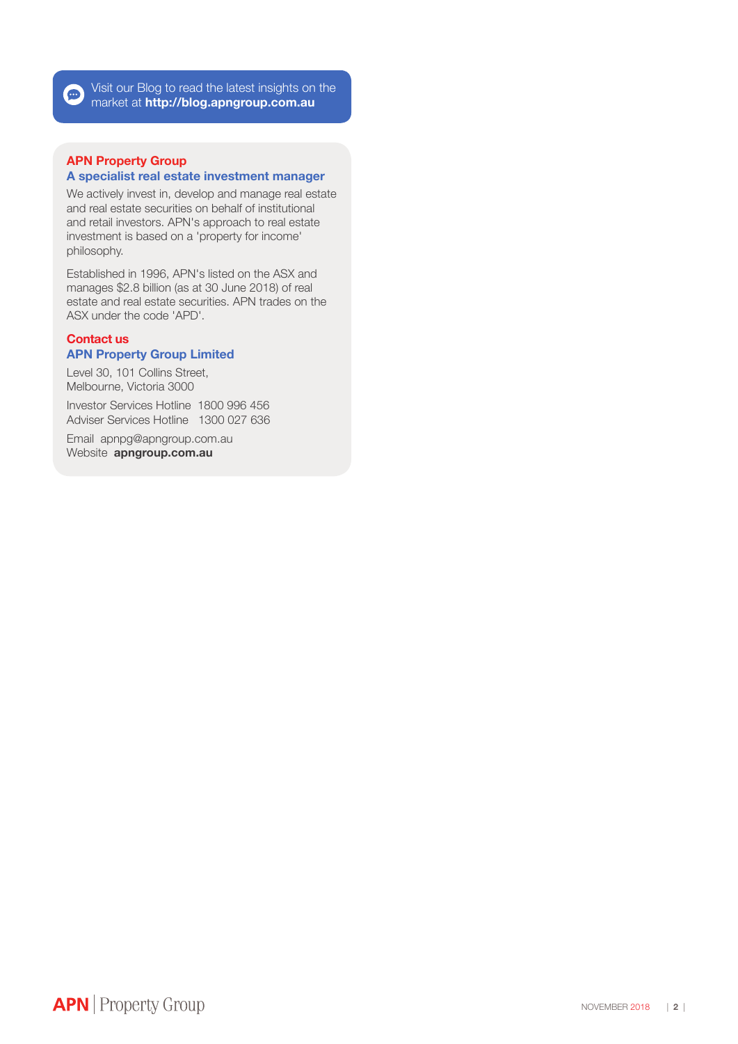Visit our Blog to read the latest insights on the market at **http://blog.apngroup.com.au**

## APN Property Group

### A specialist real estate investment manager

We actively invest in, develop and manage real estate and real estate securities on behalf of institutional and retail investors. APN's approach to real estate investment is based on a 'property for income' philosophy.

Established in 1996, APN's listed on the ASX and manages $2.8 billion (as at 30 June 2018) of real estate and real estate securities. APN trades on the ASX under the code 'APD'.

## Contact us

### APN Property Group Limited

Level 30, 101 Collins Street,
Melbourne, Victoria 3000

Investor Services Hotline 1800 996 456
Adviser Services Hotline 1300 027 636

Email apnpg@apngroup.com.au
Website **apngroup.com.au**